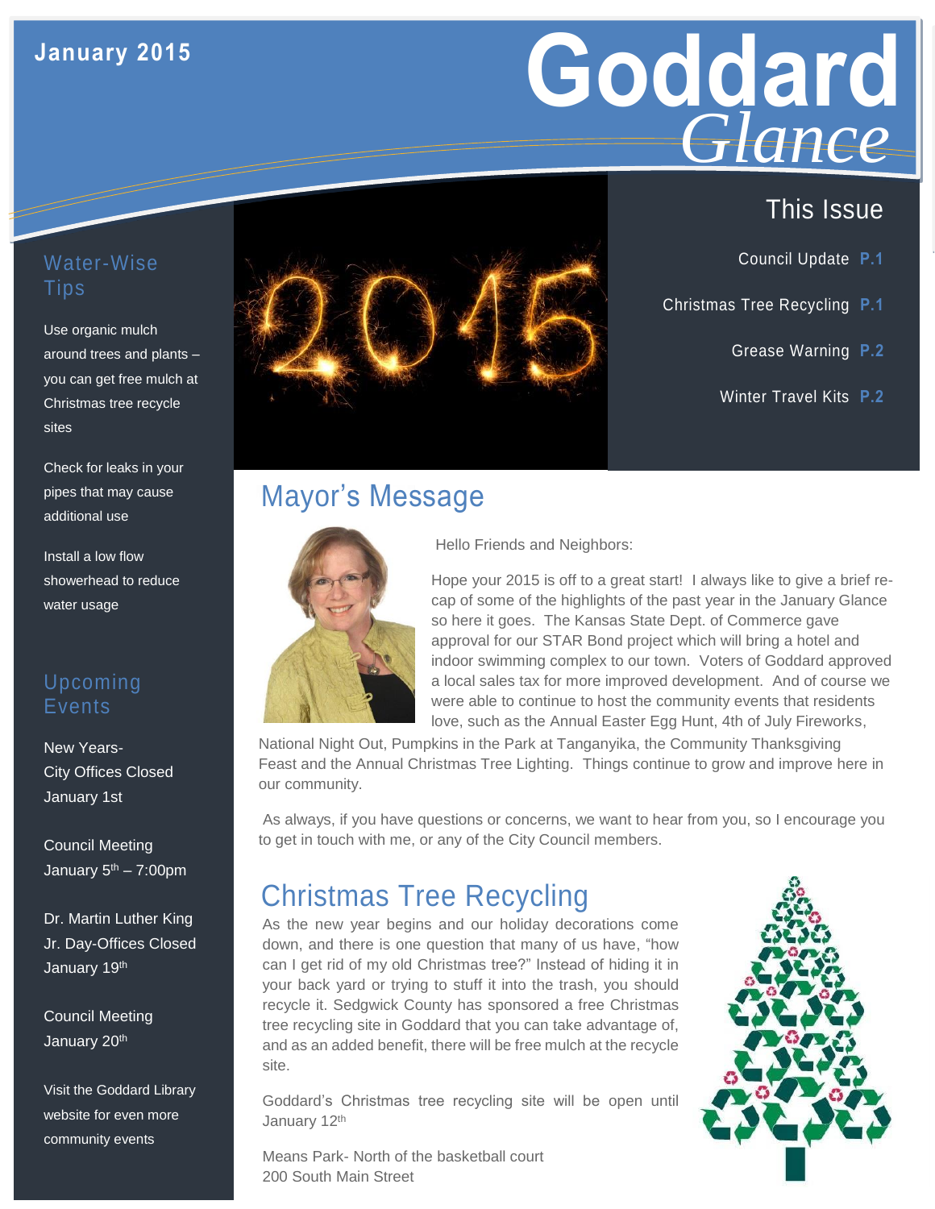January 2015

# Goddard *Glance*

## This Issue

- Council Update **P.1**
- Christmas Tree Recycling **P.1**
- Grease Warning **P.2**
- Winter Travel Kits **P.2**

## Mayor's Message

Hello Friends and Neighbors:

Hope your 2015 is off to a great start! I always like to give a brief re-cap of some of the highlights of the past year in the January Glance so here it goes. The Kansas State Dept. of Commerce gave approval for our STAR Bond project which will bring a hotel and indoor swimming complex to our town. Voters of Goddard approved a local sales tax for more improved development. And of course we were able to continue to host the community events that residents love, such as the Annual Easter Egg Hunt, 4th of July Fireworks, National Night Out, Pumpkins in the Park at Tanganyika, the Community Thanksgiving Feast and the Annual Christmas Tree Lighting. Things continue to grow and improve here in our community.

As always, if you have questions or concerns, we want to hear from you, so I encourage you to get in touch with me, or any of the City Council members.

## Christmas Tree Recycling

As the new year begins and our holiday decorations come down, and there is one question that many of us have, "how can I get rid of my old Christmas tree?" Instead of hiding it in your back yard or trying to stuff it into the trash, you should recycle it. Sedgwick County has sponsored a free Christmas tree recycling site in Goddard that you can take advantage of, and as an added benefit, there will be free mulch at the recycle site.

Goddard's Christmas tree recycling site will be open until January 12th

Means Park- North of the basketball court
200 South Main Street

## Water-Wise Tips

Use organic mulch around trees and plants – you can get free mulch at Christmas tree recycle sites

Check for leaks in your pipes that may cause additional use

Install a low flow showerhead to reduce water usage

## Upcoming Events

New Years-
City Offices Closed
January 1st

Council Meeting
January 5th – 7:00pm

Dr. Martin Luther King Jr. Day-Offices Closed
January 19th

Council Meeting
January 20th

Visit the Goddard Library website for even more community events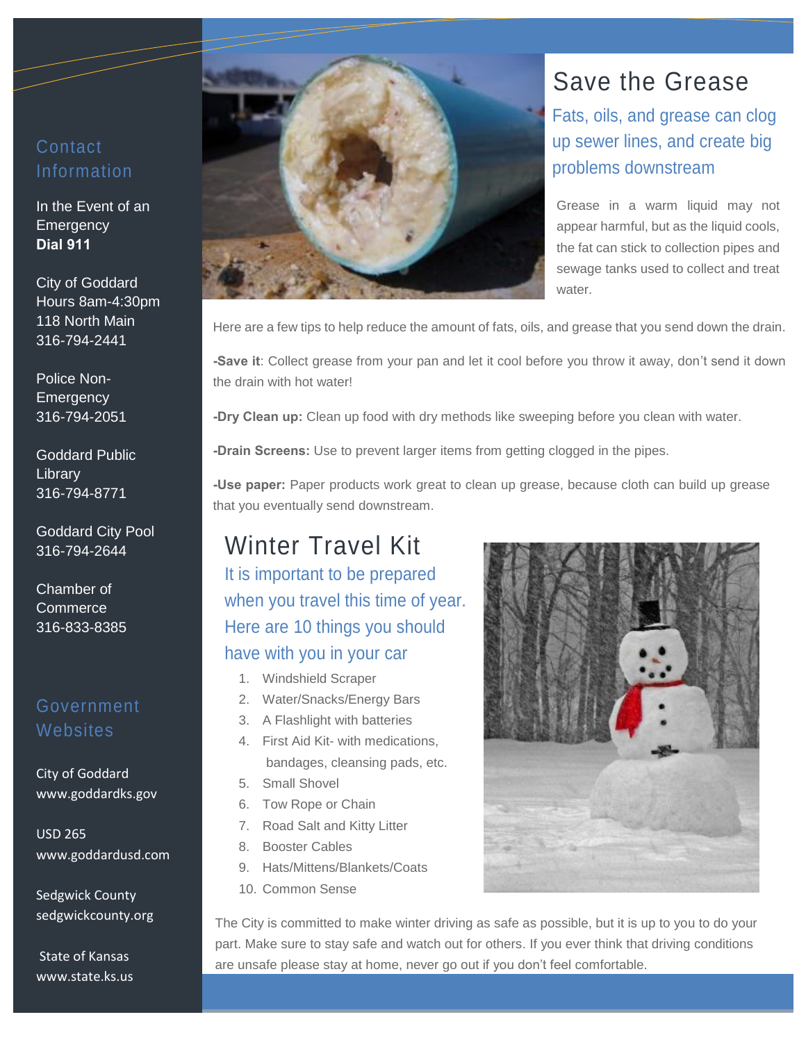## Contact Information

In the Event of an Emergency
**Dial 911**

City of Goddard
Hours 8am-4:30pm
118 North Main
316-794-2441

Police Non-Emergency
316-794-2051

Goddard Public Library
316-794-8771

Goddard City Pool
316-794-2644

Chamber of Commerce
316-833-8385

## Government Websites

City of Goddard
www.goddardks.gov

USD 265
www.goddardusd.com

Sedgwick County
sedgwickcounty.org

State of Kansas
www.state.ks.us

# Save the Grease

### Fats, oils, and grease can clog up sewer lines, and create big problems downstream

Grease in a warm liquid may not appear harmful, but as the liquid cools, the fat can stick to collection pipes and sewage tanks used to collect and treat water.

Here are a few tips to help reduce the amount of fats, oils, and grease that you send down the drain.

**-Save it**: Collect grease from your pan and let it cool before you throw it away, don't send it down the drain with hot water!

**-Dry Clean up:** Clean up food with dry methods like sweeping before you clean with water.

**-Drain Screens:** Use to prevent larger items from getting clogged in the pipes.

**-Use paper:** Paper products work great to clean up grease, because cloth can build up grease that you eventually send downstream.

# Winter Travel Kit

### It is important to be prepared when you travel this time of year. Here are 10 things you should have with you in your car

1. Windshield Scraper
2. Water/Snacks/Energy Bars
3. A Flashlight with batteries
4. First Aid Kit- with medications, bandages, cleansing pads, etc.
5. Small Shovel
6. Tow Rope or Chain
7. Road Salt and Kitty Litter
8. Booster Cables
9. Hats/Mittens/Blankets/Coats
10. Common Sense

The City is committed to make winter driving as safe as possible, but it is up to you to do your part. Make sure to stay safe and watch out for others. If you ever think that driving conditions are unsafe please stay at home, never go out if you don't feel comfortable.